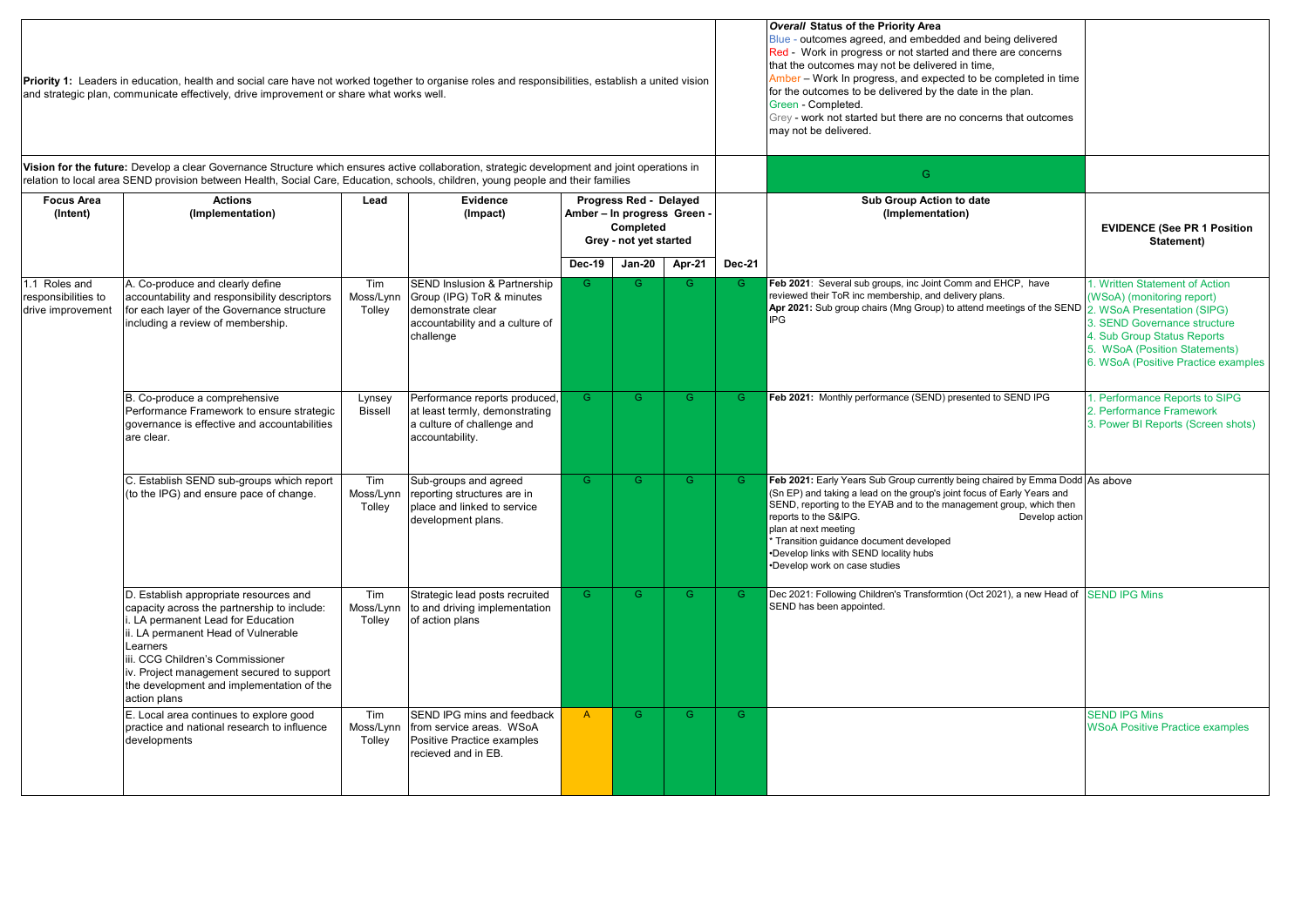**Priority 1:** Leaders in education, health and social care have not worked together to organise roles and responsibilities, establish a united vision and strategic plan, communicate effectively, drive improvement or share what works well.

***Overall* Status of the Priority Area**
Blue - outcomes agreed, and embedded and being delivered
Red - Work in progress or not started and there are concerns that the outcomes may not be delivered in time,
Amber – Work In progress, and expected to be completed in time for the outcomes to be delivered by the date in the plan.
Green - Completed.
Grey - work not started but there are no concerns that outcomes may not be delivered.

**Vision for the future:** Develop a clear Governance Structure which ensures active collaboration, strategic development and joint operations in relation to local area SEND provision between Health, Social Care, Education, schools, children, young people and their families

Overall status: G

| Focus Area (Intent) | Actions (Implementation) | Lead | Evidence (Impact) | Progress Red - Delayed Amber – In progress Green - Completed Grey - not yet started | | | | Sub Group Action to date (Implementation) | EVIDENCE (See PR 1 Position Statement) |
|---|---|---|---|---|---|---|---|---|---|
| | | | | Dec-19 | Jan-20 | Apr-21 | Dec-21 | | |
| 1.1 Roles and responsibilities to drive improvement | A. Co-produce and clearly define accountability and responsibility descriptors for each layer of the Governance structure including a review of membership. | Tim Moss/Lynn Tolley | SEND Inslusion & Partnership Group (IPG) ToR & minutes demonstrate clear accountability and a culture of challenge | G | G | G | G | **Feb 2021**: Several sub groups, inc Joint Comm and EHCP, have reviewed their ToR inc membership, and delivery plans. **Apr 2021:** Sub group chairs (Mng Group) to attend meetings of the SEND IPG | 1. Written Statement of Action (WSoA) (monitoring report) 2. WSoA Presentation (SIPG) 3. SEND Governance structure 4. Sub Group Status Reports 5. WSoA (Position Statements) 6. WSoA (Positive Practice examples |
| | B. Co-produce a comprehensive Performance Framework to ensure strategic governance is effective and accountabilities are clear. | Lynsey Bissell | Performance reports produced, at least termly, demonstrating a culture of challenge and accountability. | G | G | G | G | **Feb 2021:** Monthly performance (SEND) presented to SEND IPG | 1. Performance Reports to SIPG 2. Performance Framework 3. Power BI Reports (Screen shots) |
| | C. Establish SEND sub-groups which report (to the IPG) and ensure pace of change. | Tim Moss/Lynn Tolley | Sub-groups and agreed reporting structures are in place and linked to service development plans. | G | G | G | G | **Feb 2021:** Early Years Sub Group currently being chaired by Emma Dodd (Sn EP) and taking a lead on the group's joint focus of Early Years and SEND, reporting to the EYAB and to the management group, which then reports to the S&IPG. Develop action plan at next meeting<br>* Transition guidance document developed<br>•Develop links with SEND locality hubs<br>•Develop work on case studies | As above |
| | D. Establish appropriate resources and capacity across the partnership to include:<br>i. LA permanent Lead for Education<br>ii. LA permanent Head of Vulnerable Learners<br>iii. CCG Children's Commissioner<br>iv. Project management secured to support the development and implementation of the action plans | Tim Moss/Lynn Tolley | Strategic lead posts recruited to and driving implementation of action plans | G | G | G | G | Dec 2021: Following Children's Transformtion (Oct 2021), a new Head of SEND has been appointed. | SEND IPG Mins |
| | E. Local area continues to explore good practice and national research to influence developments | Tim Moss/Lynn Tolley | SEND IPG mins and feedback from service areas. WSoA Positive Practice examples recieved and in EB. | A | G | G | G | | SEND IPG Mins<br>WSoA Positive Practice examples |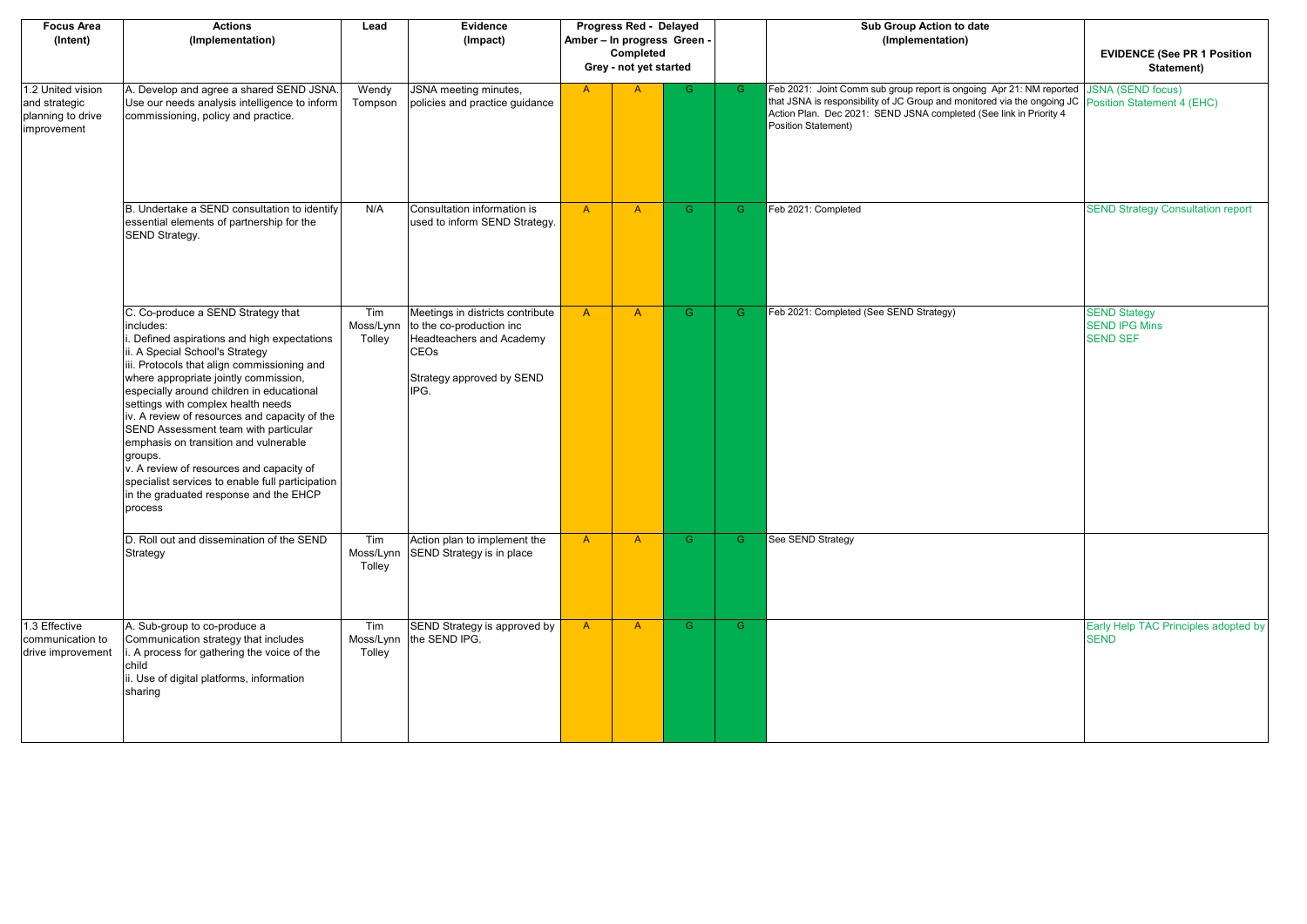| Focus Area (Intent) | Actions (Implementation) | Lead | Evidence (Impact) | Progress Red - Delayed Amber – In progress Green - Completed Grey - not yet started | | | | Sub Group Action to date (Implementation) | EVIDENCE (See PR 1 Position Statement) |
|---|---|---|---|---|---|---|---|---|---|
| 1.2 United vision and strategic planning to drive improvement | A. Develop and agree a shared SEND JSNA. Use our needs analysis intelligence to inform commissioning, policy and practice. | Wendy Tompson | JSNA meeting minutes, policies and practice guidance | A | A | G | G | Feb 2021: Joint Comm sub group report is ongoing Apr 21: NM reported that JSNA is responsibility of JC Group and monitored via the ongoing JC Action Plan. Dec 2021: SEND JSNA completed (See link in Priority 4 Position Statement) | JSNA (SEND focus) Position Statement 4 (EHC) |
| | B. Undertake a SEND consultation to identify essential elements of partnership for the SEND Strategy. | N/A | Consultation information is used to inform SEND Strategy. | A | A | G | G | Feb 2021: Completed | SEND Strategy Consultation report |
| | C. Co-produce a SEND Strategy that includes:<br>i. Defined aspirations and high expectations<br>ii. A Special School's Strategy<br>iii. Protocols that align commissioning and where appropriate jointly commission, especially around children in educational settings with complex health needs<br>iv. A review of resources and capacity of the SEND Assessment team with particular emphasis on transition and vulnerable groups.<br>v. A review of resources and capacity of specialist services to enable full participation in the graduated response and the EHCP process | Tim Moss/Lynn Tolley | Meetings in districts contribute to the co-production inc Headteachers and Academy CEOs<br><br>Strategy approved by SEND IPG. | A | A | G | G | Feb 2021: Completed (See SEND Strategy) | SEND Stategy<br>SEND IPG Mins<br>SEND SEF |
| | D. Roll out and dissemination of the SEND Strategy | Tim Moss/Lynn Tolley | Action plan to implement the SEND Strategy is in place | A | A | G | G | See SEND Strategy | |
| 1.3 Effective communication to drive improvement | A. Sub-group to co-produce a Communication strategy that includes<br>i. A process for gathering the voice of the child<br>ii. Use of digital platforms, information sharing | Tim Moss/Lynn Tolley | SEND Strategy is approved by the SEND IPG. | A | A | G | G | | Early Help TAC Principles adopted by SEND |